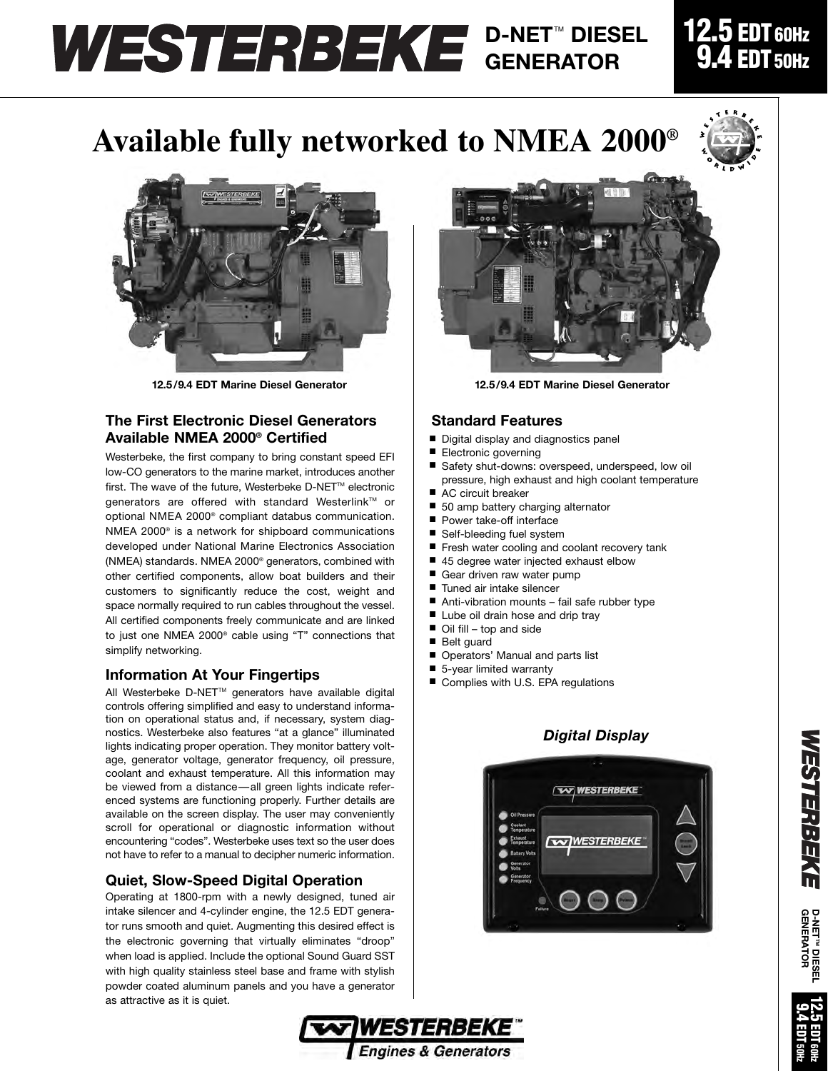# WESTERBEKE D-NET™ DIESEL GENERATOR

**12.5 EDT 60Hz**
**9.4 EDT 50Hz**

# Available fully networked to NMEA 2000®

12.5/9.4 EDT Marine Diesel Generator

12.5/9.4 EDT Marine Diesel Generator

## The First Electronic Diesel Generators Available NMEA 2000® Certified

Westerbeke, the first company to bring constant speed EFI low-CO generators to the marine market, introduces another first. The wave of the future, Westerbeke D-NET™ electronic generators are offered with standard Westerlink™ or optional NMEA 2000® compliant databus communication. NMEA 2000® is a network for shipboard communications developed under National Marine Electronics Association (NMEA) standards. NMEA 2000® generators, combined with other certified components, allow boat builders and their customers to significantly reduce the cost, weight and space normally required to run cables throughout the vessel. All certified components freely communicate and are linked to just one NMEA 2000® cable using "T" connections that simplify networking.

## Information At Your Fingertips

All Westerbeke D-NET™ generators have available digital controls offering simplified and easy to understand information on operational status and, if necessary, system diagnostics. Westerbeke also features "at a glance" illuminated lights indicating proper operation. They monitor battery voltage, generator voltage, generator frequency, oil pressure, coolant and exhaust temperature. All this information may be viewed from a distance—all green lights indicate referenced systems are functioning properly. Further details are available on the screen display. The user may conveniently scroll for operational or diagnostic information without encountering "codes". Westerbeke uses text so the user does not have to refer to a manual to decipher numeric information.

## Quiet, Slow-Speed Digital Operation

Operating at 1800-rpm with a newly designed, tuned air intake silencer and 4-cylinder engine, the 12.5 EDT generator runs smooth and quiet. Augmenting this desired effect is the electronic governing that virtually eliminates "droop" when load is applied. Include the optional Sound Guard SST with high quality stainless steel base and frame with stylish powder coated aluminum panels and you have a generator as attractive as it is quiet.

## Standard Features

- Digital display and diagnostics panel
- Electronic governing
- Safety shut-downs: overspeed, underspeed, low oil pressure, high exhaust and high coolant temperature
- AC circuit breaker
- 50 amp battery charging alternator
- Power take-off interface
- Self-bleeding fuel system
- Fresh water cooling and coolant recovery tank
- 45 degree water injected exhaust elbow
- Gear driven raw water pump
- Tuned air intake silencer
- Anti-vibration mounts – fail safe rubber type
- Lube oil drain hose and drip tray
- Oil fill – top and side
- Belt guard
- Operators' Manual and parts list
- 5-year limited warranty
- Complies with U.S. EPA regulations

***Digital Display***

WESTERBEKE Engines & Generators™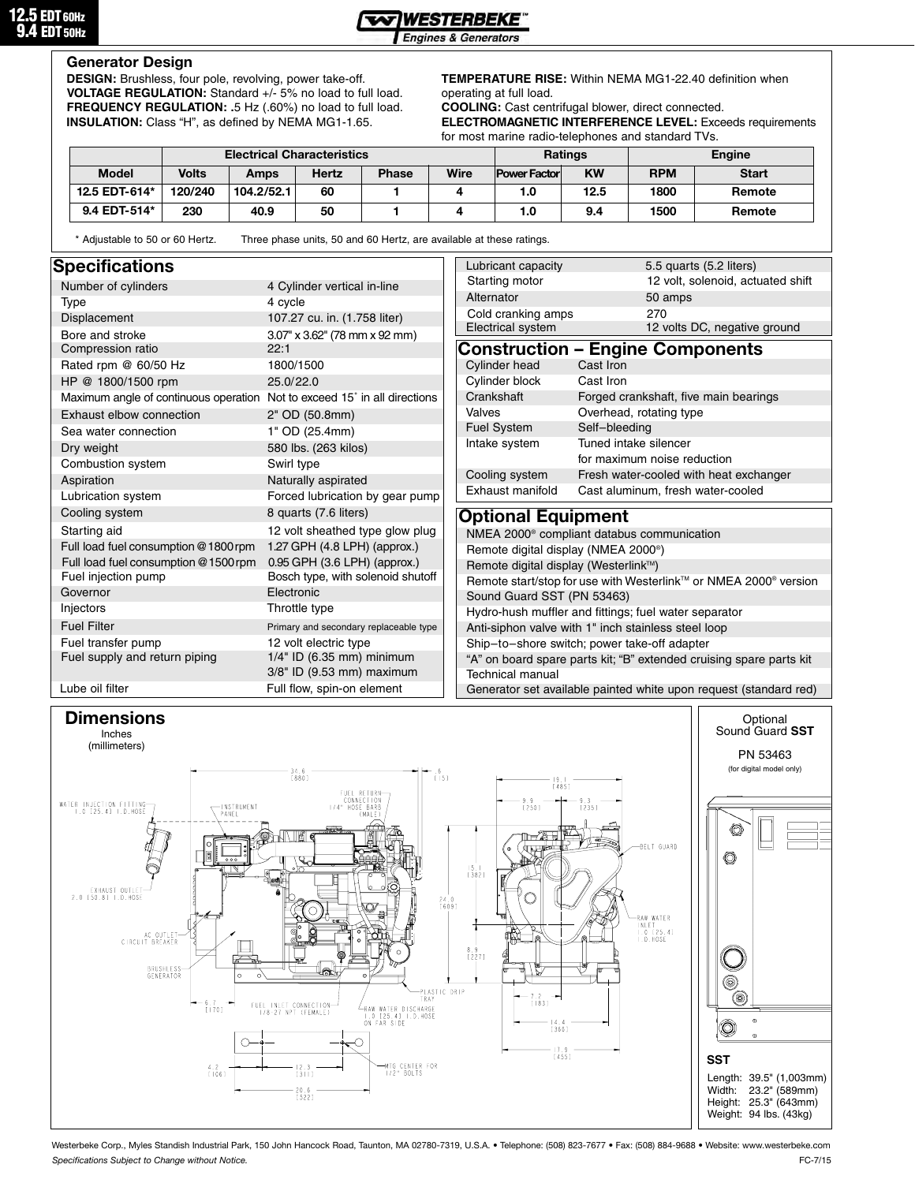# 12.5 EDT 60Hz / 9.4 EDT 50Hz

**WESTERBEKE™ Engines & Generators**

## Generator Design

**DESIGN:** Brushless, four pole, revolving, power take-off.
**VOLTAGE REGULATION:** Standard +/- 5% no load to full load.
**FREQUENCY REGULATION:** .5 Hz (.60%) no load to full load.
**INSULATION:** Class "H", as defined by NEMA MG1-1.65.
**TEMPERATURE RISE:** Within NEMA MG1-22.40 definition when operating at full load.
**COOLING:** Cast centrifugal blower, direct connected.
**ELECTROMAGNETIC INTERFERENCE LEVEL:** Exceeds requirements for most marine radio-telephones and standard TVs.

| | Electrical Characteristics | | | | | Ratings | | Engine | |
|---|---|---|---|---|---|---|---|---|---|
| Model | Volts | Amps | Hertz | Phase | Wire | Power Factor | KW | RPM | Start |
| 12.5 EDT-614* | 120/240 | 104.2/52.1 | 60 | 1 | 4 | 1.0 | 12.5 | 1800 | Remote |
| 9.4 EDT-514* | 230 | 40.9 | 50 | 1 | 4 | 1.0 | 9.4 | 1500 | Remote |

\* Adjustable to 50 or 60 Hertz. Three phase units, 50 and 60 Hertz, are available at these ratings.

## Specifications

| | |
|---|---|
| Number of cylinders | 4 Cylinder vertical in-line |
| Type | 4 cycle |
| Displacement | 107.27 cu. in. (1.758 liter) |
| Bore and stroke | 3.07" x 3.62" (78 mm x 92 mm) |
| Compression ratio | 22:1 |
| Rated rpm @ 60/50 Hz | 1800/1500 |
| HP @ 1800/1500 rpm | 25.0/22.0 |
| Maximum angle of continuous operation | Not to exceed 15° in all directions |
| Exhaust elbow connection | 2" OD (50.8mm) |
| Sea water connection | 1" OD (25.4mm) |
| Dry weight | 580 lbs. (263 kilos) |
| Combustion system | Swirl type |
| Aspiration | Naturally aspirated |
| Lubrication system | Forced lubrication by gear pump |
| Cooling system | 8 quarts (7.6 liters) |
| Starting aid | 12 volt sheathed type glow plug |
| Full load fuel consumption @1800 rpm | 1.27 GPH (4.8 LPH) (approx.) |
| Full load fuel consumption @1500 rpm | 0.95 GPH (3.6 LPH) (approx.) |
| Fuel injection pump | Bosch type, with solenoid shutoff |
| Governor | Electronic |
| Injectors | Throttle type |
| Fuel Filter | Primary and secondary replaceable type |
| Fuel transfer pump | 12 volt electric type |
| Fuel supply and return piping | 1/4" ID (6.35 mm) minimum 3/8" ID (9.53 mm) maximum |
| Lube oil filter | Full flow, spin-on element |
| Lubricant capacity | 5.5 quarts (5.2 liters) |
| Starting motor | 12 volt, solenoid, actuated shift |
| Alternator | 50 amps |
| Cold cranking amps | 270 |
| Electrical system | 12 volts DC, negative ground |

## Construction – Engine Components

| | |
|---|---|
| Cylinder head | Cast Iron |
| Cylinder block | Cast Iron |
| Crankshaft | Forged crankshaft, five main bearings |
| Valves | Overhead, rotating type |
| Fuel System | Self−bleeding |
| Intake system | Tuned intake silencer for maximum noise reduction |
| Cooling system | Fresh water-cooled with heat exchanger |
| Exhaust manifold | Cast aluminum, fresh water-cooled |

## Optional Equipment

- NMEA 2000® compliant databus communication
- Remote digital display (NMEA 2000®)
- Remote digital display (Westerlink™)
- Remote start/stop for use with Westerlink™ or NMEA 2000® version
- Sound Guard SST (PN 53463)
- Hydro-hush muffler and fittings; fuel water separator
- Anti-siphon valve with 1" inch stainless steel loop
- Ship−to−shore switch; power take-off adapter
- "A" on board spare parts kit; "B" extended cruising spare parts kit
- Technical manual
- Generator set available painted white upon request (standard red)

## Dimensions

Inches (millimeters)

WATER INJECTION FITTING 1.0 [25.4] I.D. HOSE
INSTRUMENT PANEL
FUEL RETURN CONNECTION 1/4" HOSE BARB (MALE)
EXHAUST OUTLET 2.0 [50.8] I.D. HOSE
AC OUTLET CIRCUIT BREAKER
BRUSHLESS GENERATOR
FUEL INLET CONNECTION 1/8-27 NPT (FEMALE)
RAW WATER DISCHARGE 1.0 [25.4] I.D. HOSE ON FAR SIDE
PLASTIC DRIP TRAY
MTG CENTER FOR 1/2" BOLTS
BELT GUARD
RAW WATER INLET 1.0 [25.4] I.D. HOSE

34.6 [880]
.6 [15]
6.7 [170]
4.2 [106]
12.3 [311]
20.6 [522]
19.1 [485]
9.9 [250]
9.3 [235]
15.1 [382]
24.0 [609]
8.9 [227]
7.2 [183]
14.4 [365]
17.9 [455]

### Optional Sound Guard SST

PN 53463

(for digital model only)

**SST**

Length: 39.5" (1,003mm)
Width: 23.2" (589mm)
Height: 25.3" (643mm)
Weight: 94 lbs. (43kg)

Westerbeke Corp., Myles Standish Industrial Park, 150 John Hancock Road, Taunton, MA 02780-7319, U.S.A. • Telephone: (508) 823-7677 • Fax: (508) 884-9688 • Website: www.westerbeke.com

*Specifications Subject to Change without Notice.* FC-7/15